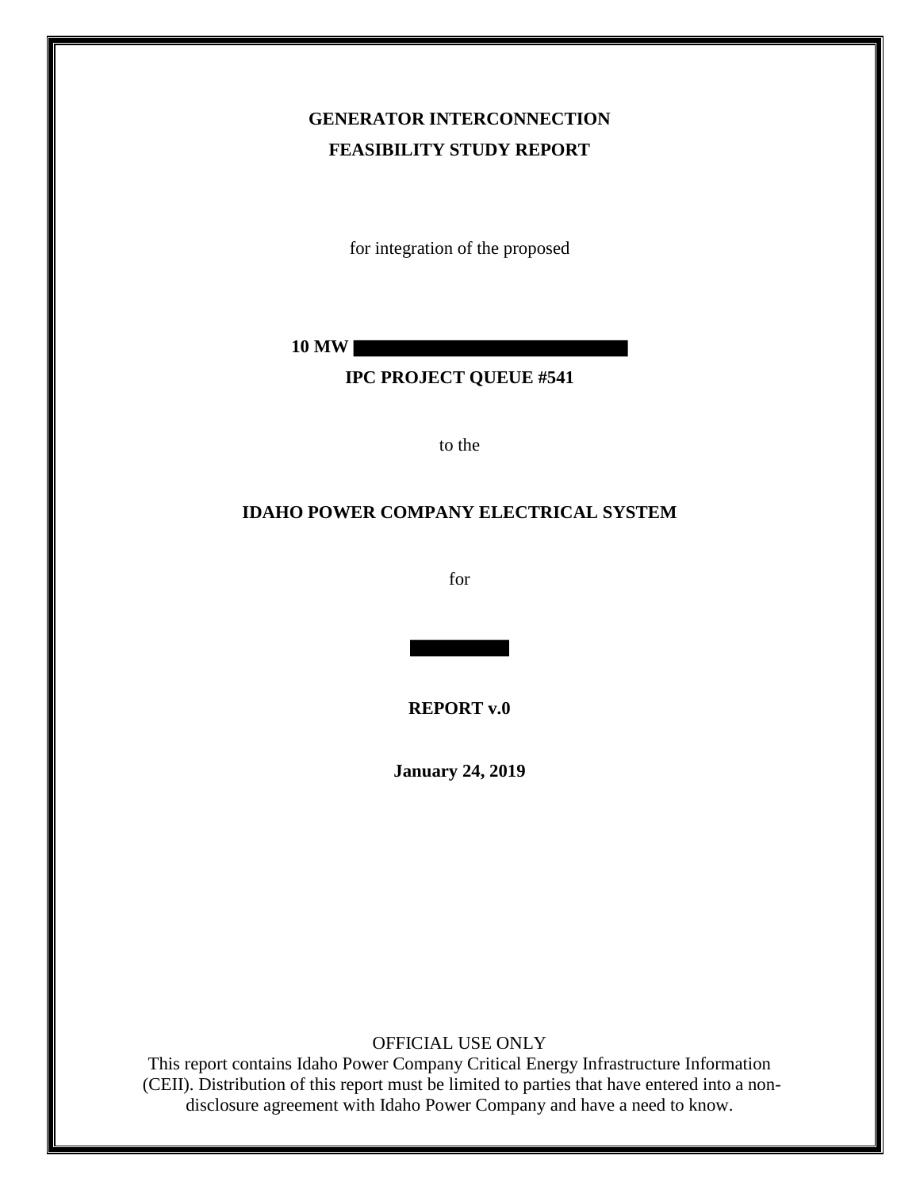**GENERATOR INTERCONNECTION**

**FEASIBILITY STUDY REPORT**

for integration of the proposed

**10 MW**

**IPC PROJECT QUEUE #541**

to the

**IDAHO POWER COMPANY ELECTRICAL SYSTEM**

for

**REPORT v.0**

**January 24, 2019**

OFFICIAL USE ONLY

This report contains Idaho Power Company Critical Energy Infrastructure Information (CEII). Distribution of this report must be limited to parties that have entered into a non-disclosure agreement with Idaho Power Company and have a need to know.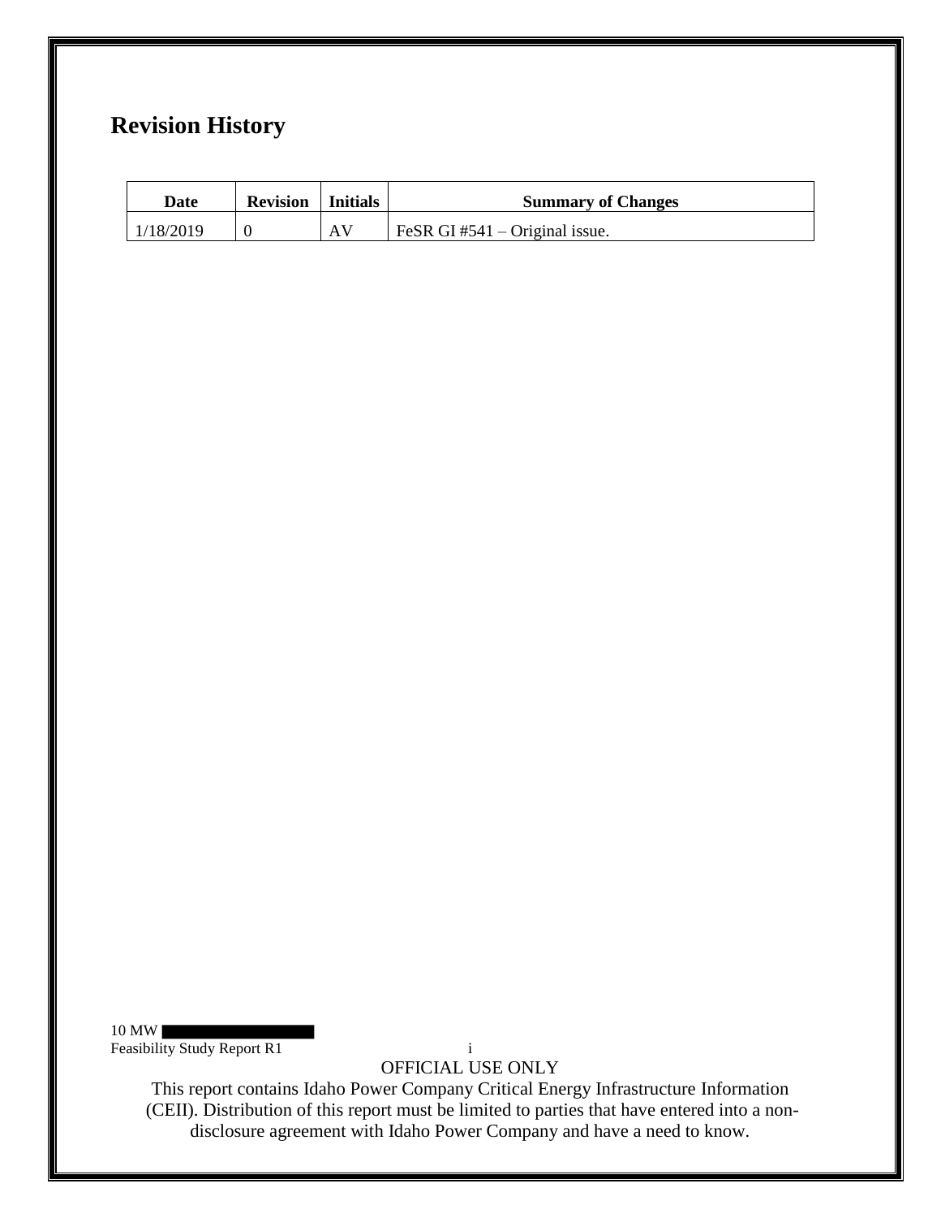# Revision History

| Date | Revision | Initials | Summary of Changes |
| --- | --- | --- | --- |
| 1/18/2019 | 0 | AV | FeSR GI #541 – Original issue. |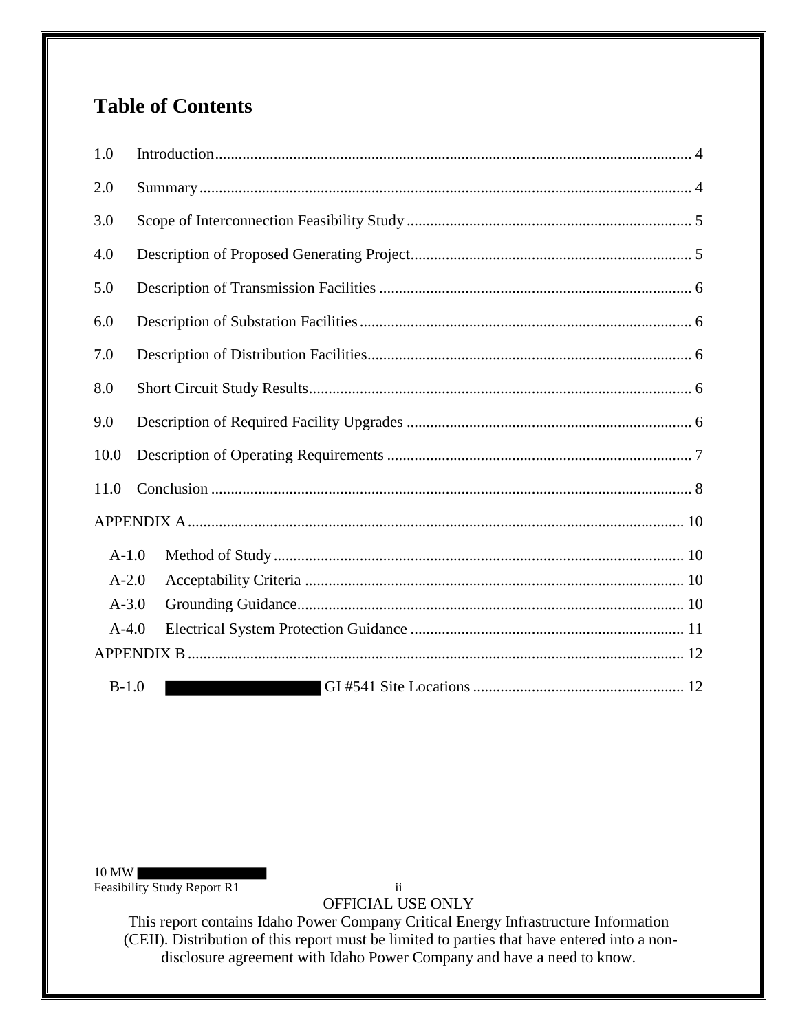# Table of Contents

1.0 Introduction........................................................................................................................ 4

2.0 Summary............................................................................................................................. 4

3.0 Scope of Interconnection Feasibility Study ........................................................................ 5

4.0 Description of Proposed Generating Project....................................................................... 5

5.0 Description of Transmission Facilities ............................................................................... 6

6.0 Description of Substation Facilities.................................................................................... 6

7.0 Description of Distribution Facilities.................................................................................. 6

8.0 Short Circuit Study Results................................................................................................. 6

9.0 Description of Required Facility Upgrades ........................................................................ 6

10.0 Description of Operating Requirements ............................................................................. 7

11.0 Conclusion .......................................................................................................................... 8

APPENDIX A............................................................................................................................. 10

- A-1.0 Method of Study....................................................................................................... 10
- A-2.0 Acceptability Criteria ................................................................................................ 10
- A-3.0 Grounding Guidance................................................................................................. 10
- A-4.0 Electrical System Protection Guidance ..................................................................... 11

APPENDIX B ............................................................................................................................. 12

- B-1.0 ██████████ GI #541 Site Locations ...................................................... 12

10 MW ██████████
Feasibility Study Report R1

OFFICIAL USE ONLY
This report contains Idaho Power Company Critical Energy Infrastructure Information (CEII). Distribution of this report must be limited to parties that have entered into a non-disclosure agreement with Idaho Power Company and have a need to know.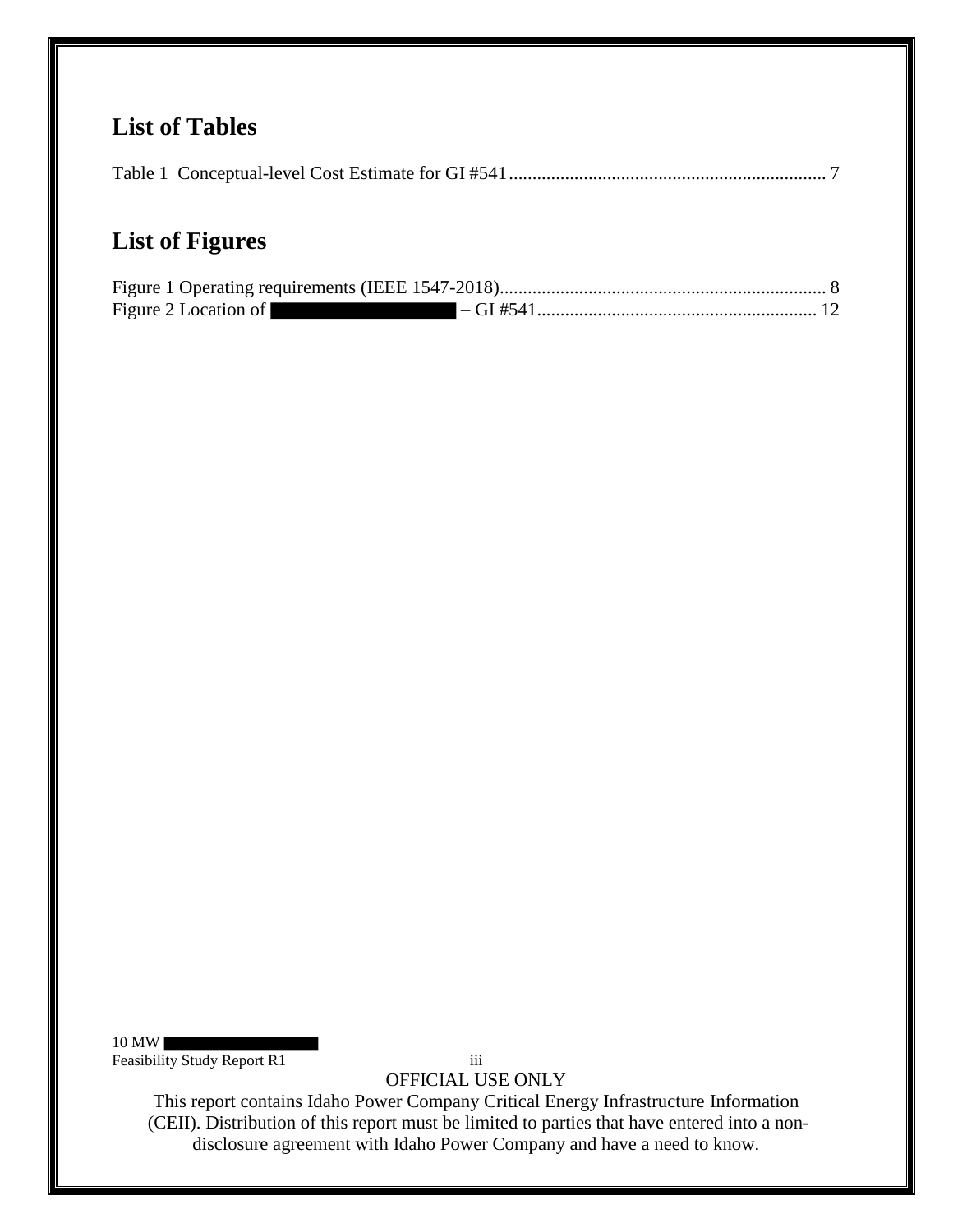## List of Tables

Table 1 Conceptual-level Cost Estimate for GI #541 .................................................................... 7

## List of Figures

Figure 1 Operating requirements (IEEE 1547-2018) ...................................................................... 8
Figure 2 Location of ██████████ – GI #541 ........................................................... 12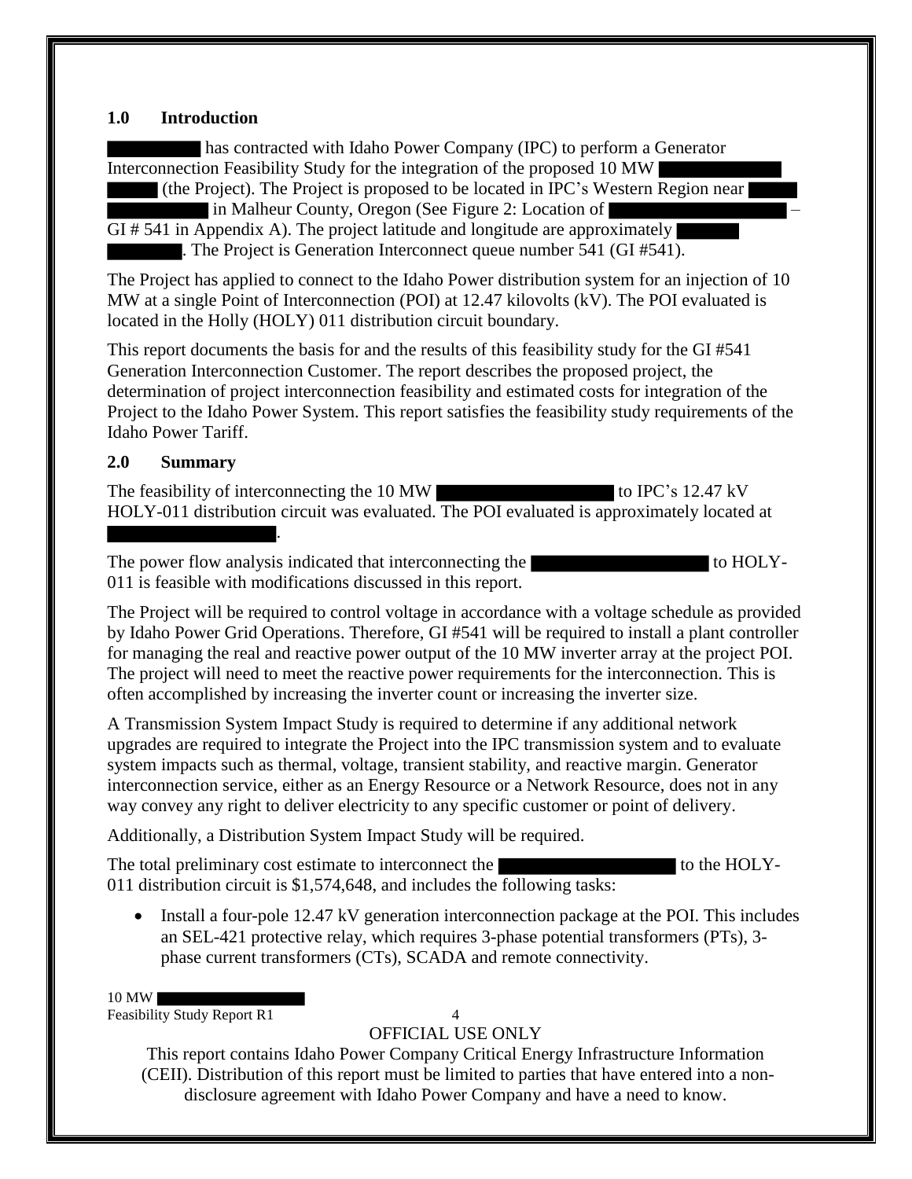## 1.0 Introduction

[REDACTED] has contracted with Idaho Power Company (IPC) to perform a Generator Interconnection Feasibility Study for the integration of the proposed 10 MW [REDACTED] (the Project). The Project is proposed to be located in IPC's Western Region near [REDACTED] in Malheur County, Oregon (See Figure 2: Location of [REDACTED] – GI # 541 in Appendix A). The project latitude and longitude are approximately [REDACTED]. The Project is Generation Interconnect queue number 541 (GI #541).

The Project has applied to connect to the Idaho Power distribution system for an injection of 10 MW at a single Point of Interconnection (POI) at 12.47 kilovolts (kV). The POI evaluated is located in the Holly (HOLY) 011 distribution circuit boundary.

This report documents the basis for and the results of this feasibility study for the GI #541 Generation Interconnection Customer. The report describes the proposed project, the determination of project interconnection feasibility and estimated costs for integration of the Project to the Idaho Power System. This report satisfies the feasibility study requirements of the Idaho Power Tariff.

## 2.0 Summary

The feasibility of interconnecting the 10 MW [REDACTED] to IPC's 12.47 kV HOLY-011 distribution circuit was evaluated. The POI evaluated is approximately located at [REDACTED].

The power flow analysis indicated that interconnecting the [REDACTED] to HOLY-011 is feasible with modifications discussed in this report.

The Project will be required to control voltage in accordance with a voltage schedule as provided by Idaho Power Grid Operations. Therefore, GI #541 will be required to install a plant controller for managing the real and reactive power output of the 10 MW inverter array at the project POI. The project will need to meet the reactive power requirements for the interconnection. This is often accomplished by increasing the inverter count or increasing the inverter size.

A Transmission System Impact Study is required to determine if any additional network upgrades are required to integrate the Project into the IPC transmission system and to evaluate system impacts such as thermal, voltage, transient stability, and reactive margin. Generator interconnection service, either as an Energy Resource or a Network Resource, does not in any way convey any right to deliver electricity to any specific customer or point of delivery.

Additionally, a Distribution System Impact Study will be required.

The total preliminary cost estimate to interconnect the [REDACTED] to the HOLY-011 distribution circuit is $1,574,648, and includes the following tasks:

- Install a four-pole 12.47 kV generation interconnection package at the POI. This includes an SEL-421 protective relay, which requires 3-phase potential transformers (PTs), 3-phase current transformers (CTs), SCADA and remote connectivity.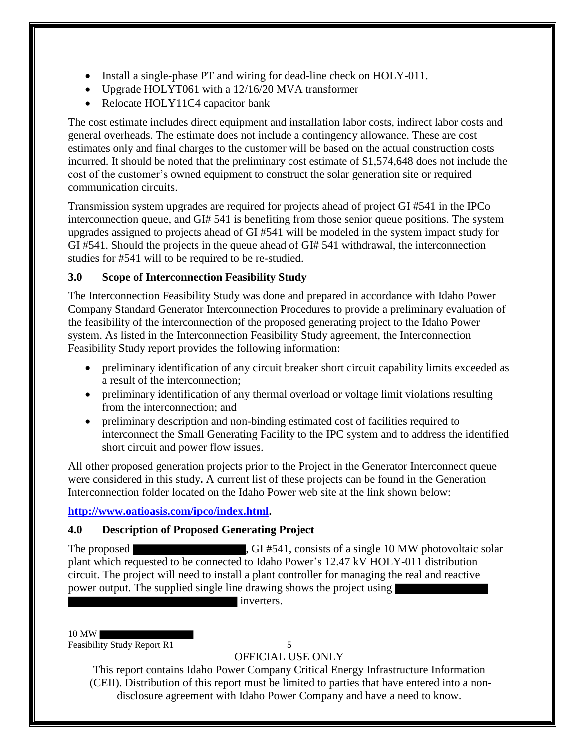- Install a single-phase PT and wiring for dead-line check on HOLY-011.
- Upgrade HOLYT061 with a 12/16/20 MVA transformer
- Relocate HOLY11C4 capacitor bank

The cost estimate includes direct equipment and installation labor costs, indirect labor costs and general overheads. The estimate does not include a contingency allowance. These are cost estimates only and final charges to the customer will be based on the actual construction costs incurred. It should be noted that the preliminary cost estimate of $1,574,648 does not include the cost of the customer's owned equipment to construct the solar generation site or required communication circuits.

Transmission system upgrades are required for projects ahead of project GI #541 in the IPCo interconnection queue, and GI# 541 is benefiting from those senior queue positions. The system upgrades assigned to projects ahead of GI #541 will be modeled in the system impact study for GI #541. Should the projects in the queue ahead of GI# 541 withdrawal, the interconnection studies for #541 will to be required to be re-studied.

## 3.0 Scope of Interconnection Feasibility Study

The Interconnection Feasibility Study was done and prepared in accordance with Idaho Power Company Standard Generator Interconnection Procedures to provide a preliminary evaluation of the feasibility of the interconnection of the proposed generating project to the Idaho Power system. As listed in the Interconnection Feasibility Study agreement, the Interconnection Feasibility Study report provides the following information:

- preliminary identification of any circuit breaker short circuit capability limits exceeded as a result of the interconnection;
- preliminary identification of any thermal overload or voltage limit violations resulting from the interconnection; and
- preliminary description and non-binding estimated cost of facilities required to interconnect the Small Generating Facility to the IPC system and to address the identified short circuit and power flow issues.

All other proposed generation projects prior to the Project in the Generator Interconnect queue were considered in this study**.** A current list of these projects can be found in the Generation Interconnection folder located on the Idaho Power web site at the link shown below:

**http://www.oatioasis.com/ipco/index.html.**

## 4.0 Description of Proposed Generating Project

The proposed ███████████, GI #541, consists of a single 10 MW photovoltaic solar plant which requested to be connected to Idaho Power's 12.47 kV HOLY-011 distribution circuit. The project will need to install a plant controller for managing the real and reactive power output. The supplied single line drawing shows the project using ███████████ ███████████████████ inverters.

OFFICIAL USE ONLY

This report contains Idaho Power Company Critical Energy Infrastructure Information (CEII). Distribution of this report must be limited to parties that have entered into a non-disclosure agreement with Idaho Power Company and have a need to know.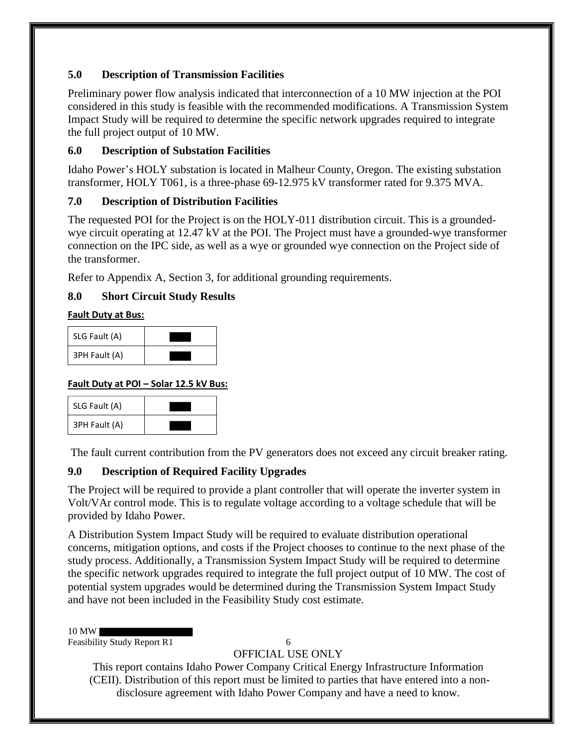## 5.0 Description of Transmission Facilities

Preliminary power flow analysis indicated that interconnection of a 10 MW injection at the POI considered in this study is feasible with the recommended modifications. A Transmission System Impact Study will be required to determine the specific network upgrades required to integrate the full project output of 10 MW.

## 6.0 Description of Substation Facilities

Idaho Power's HOLY substation is located in Malheur County, Oregon. The existing substation transformer, HOLY T061, is a three-phase 69-12.975 kV transformer rated for 9.375 MVA.

## 7.0 Description of Distribution Facilities

The requested POI for the Project is on the HOLY-011 distribution circuit. This is a grounded-wye circuit operating at 12.47 kV at the POI. The Project must have a grounded-wye transformer connection on the IPC side, as well as a wye or grounded wye connection on the Project side of the transformer.

Refer to Appendix A, Section 3, for additional grounding requirements.

## 8.0 Short Circuit Study Results

**Fault Duty at Bus:**

| | |
|---|---|
| SLG Fault (A) | ████ |
| 3PH Fault (A) | ████ |

**Fault Duty at POI – Solar 12.5 kV Bus:**

| | |
|---|---|
| SLG Fault (A) | ████ |
| 3PH Fault (A) | ████ |

The fault current contribution from the PV generators does not exceed any circuit breaker rating.

## 9.0 Description of Required Facility Upgrades

The Project will be required to provide a plant controller that will operate the inverter system in Volt/VAr control mode. This is to regulate voltage according to a voltage schedule that will be provided by Idaho Power.

A Distribution System Impact Study will be required to evaluate distribution operational concerns, mitigation options, and costs if the Project chooses to continue to the next phase of the study process. Additionally, a Transmission System Impact Study will be required to determine the specific network upgrades required to integrate the full project output of 10 MW. The cost of potential system upgrades would be determined during the Transmission System Impact Study and have not been included in the Feasibility Study cost estimate.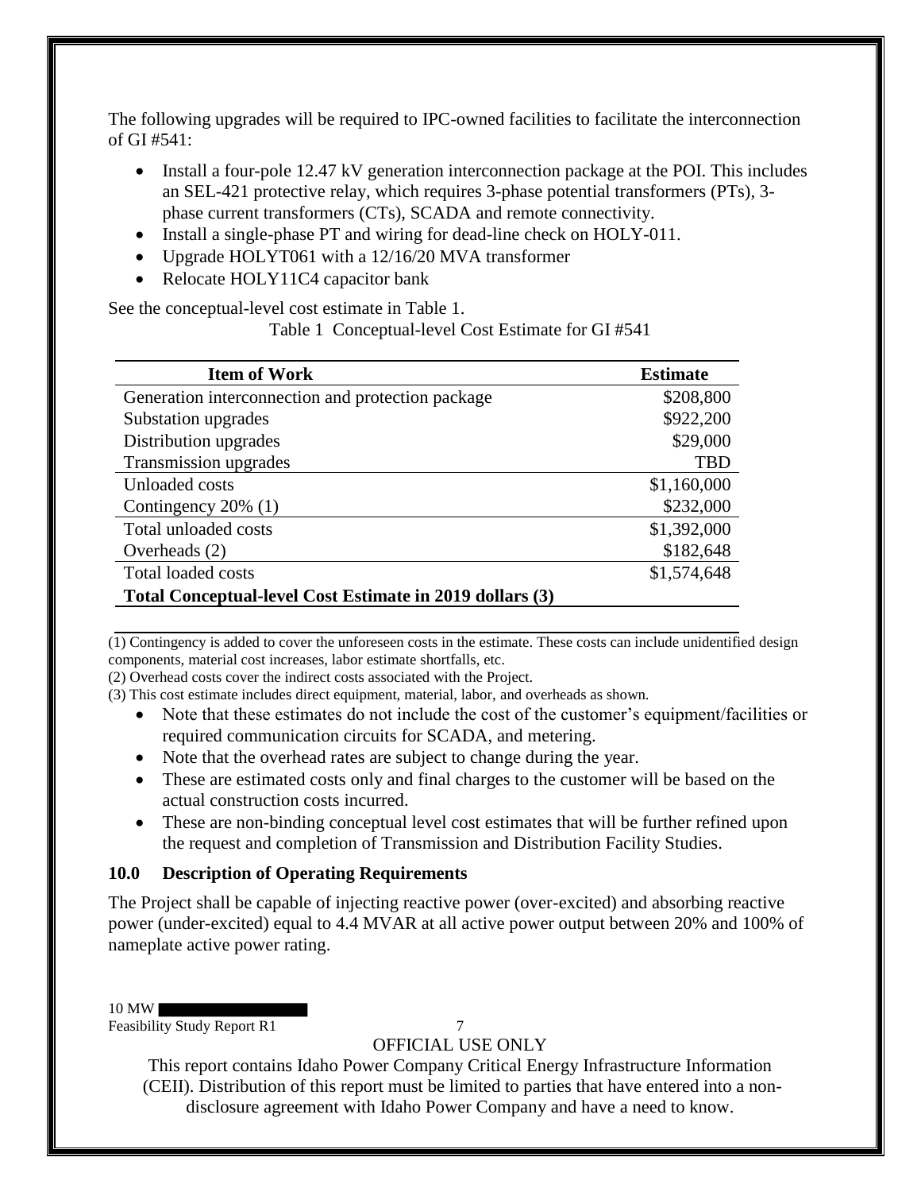The following upgrades will be required to IPC-owned facilities to facilitate the interconnection of GI #541:

- Install a four-pole 12.47 kV generation interconnection package at the POI. This includes an SEL-421 protective relay, which requires 3-phase potential transformers (PTs), 3-phase current transformers (CTs), SCADA and remote connectivity.
- Install a single-phase PT and wiring for dead-line check on HOLY-011.
- Upgrade HOLYT061 with a 12/16/20 MVA transformer
- Relocate HOLY11C4 capacitor bank

See the conceptual-level cost estimate in Table 1.

Table 1 Conceptual-level Cost Estimate for GI #541

| Item of Work | Estimate |
| --- | --- |
| Generation interconnection and protection package | $208,800 |
| Substation upgrades | $922,200 |
| Distribution upgrades | $29,000 |
| Transmission upgrades | TBD |
| Unloaded costs | $1,160,000 |
| Contingency 20% (1) | $232,000 |
| Total unloaded costs | $1,392,000 |
| Overheads (2) | $182,648 |
| Total loaded costs | $1,574,648 |
| **Total Conceptual-level Cost Estimate in 2019 dollars (3)** | |

(1) Contingency is added to cover the unforeseen costs in the estimate. These costs can include unidentified design components, material cost increases, labor estimate shortfalls, etc.

(2) Overhead costs cover the indirect costs associated with the Project.

(3) This cost estimate includes direct equipment, material, labor, and overheads as shown.

- Note that these estimates do not include the cost of the customer's equipment/facilities or required communication circuits for SCADA, and metering.
- Note that the overhead rates are subject to change during the year.
- These are estimated costs only and final charges to the customer will be based on the actual construction costs incurred.
- These are non-binding conceptual level cost estimates that will be further refined upon the request and completion of Transmission and Distribution Facility Studies.

## 10.0 Description of Operating Requirements

The Project shall be capable of injecting reactive power (over-excited) and absorbing reactive power (under-excited) equal to 4.4 MVAR at all active power output between 20% and 100% of nameplate active power rating.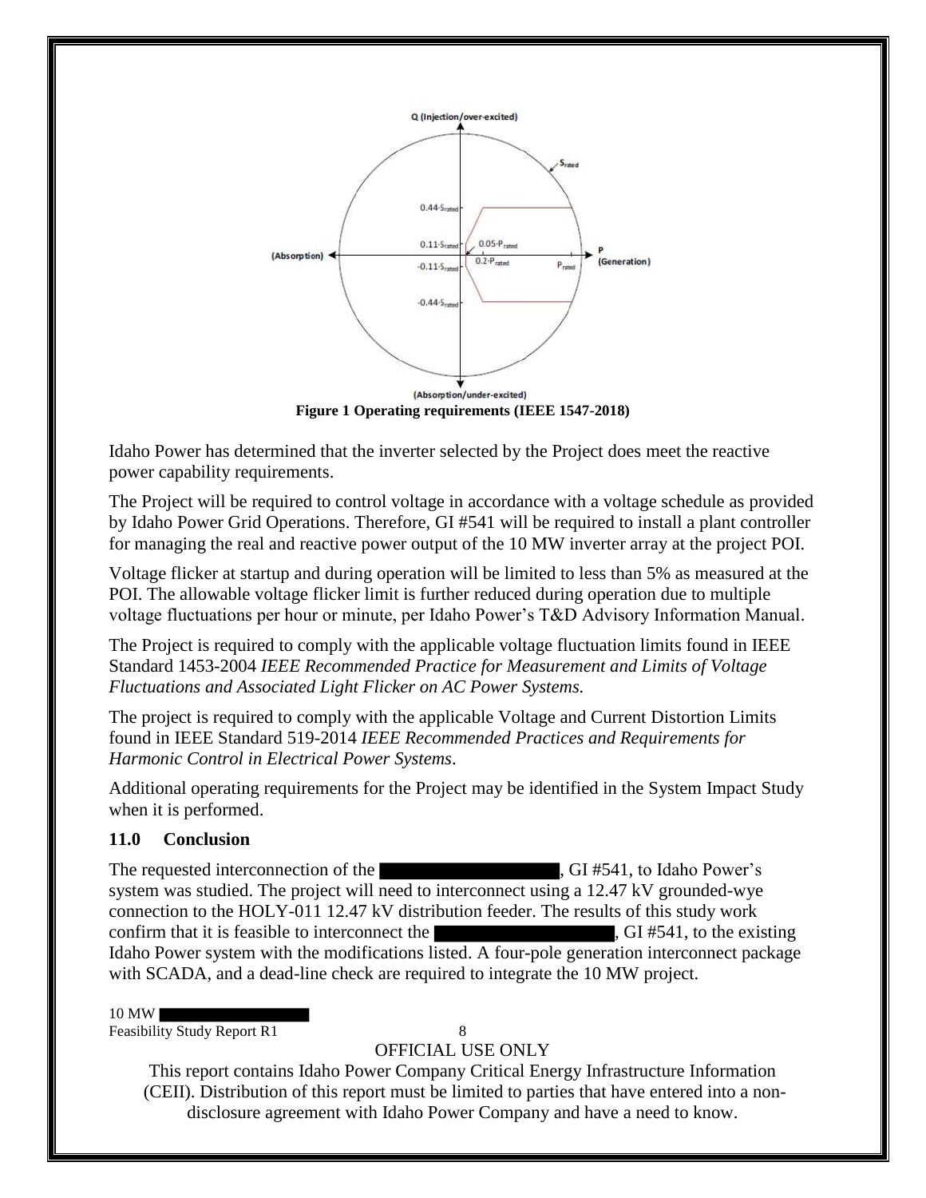**Figure 1 Operating requirements (IEEE 1547-2018)**

Idaho Power has determined that the inverter selected by the Project does meet the reactive power capability requirements.

The Project will be required to control voltage in accordance with a voltage schedule as provided by Idaho Power Grid Operations. Therefore, GI #541 will be required to install a plant controller for managing the real and reactive power output of the 10 MW inverter array at the project POI.

Voltage flicker at startup and during operation will be limited to less than 5% as measured at the POI. The allowable voltage flicker limit is further reduced during operation due to multiple voltage fluctuations per hour or minute, per Idaho Power's T&D Advisory Information Manual.

The Project is required to comply with the applicable voltage fluctuation limits found in IEEE Standard 1453-2004 *IEEE Recommended Practice for Measurement and Limits of Voltage Fluctuations and Associated Light Flicker on AC Power Systems.*

The project is required to comply with the applicable Voltage and Current Distortion Limits found in IEEE Standard 519-2014 *IEEE Recommended Practices and Requirements for Harmonic Control in Electrical Power Systems*.

Additional operating requirements for the Project may be identified in the System Impact Study when it is performed.

## 11.0 Conclusion

The requested interconnection of the ██████████████, GI #541, to Idaho Power's system was studied. The project will need to interconnect using a 12.47 kV grounded-wye connection to the HOLY-011 12.47 kV distribution feeder. The results of this study work confirm that it is feasible to interconnect the ██████████████, GI #541, to the existing Idaho Power system with the modifications listed. A four-pole generation interconnect package with SCADA, and a dead-line check are required to integrate the 10 MW project.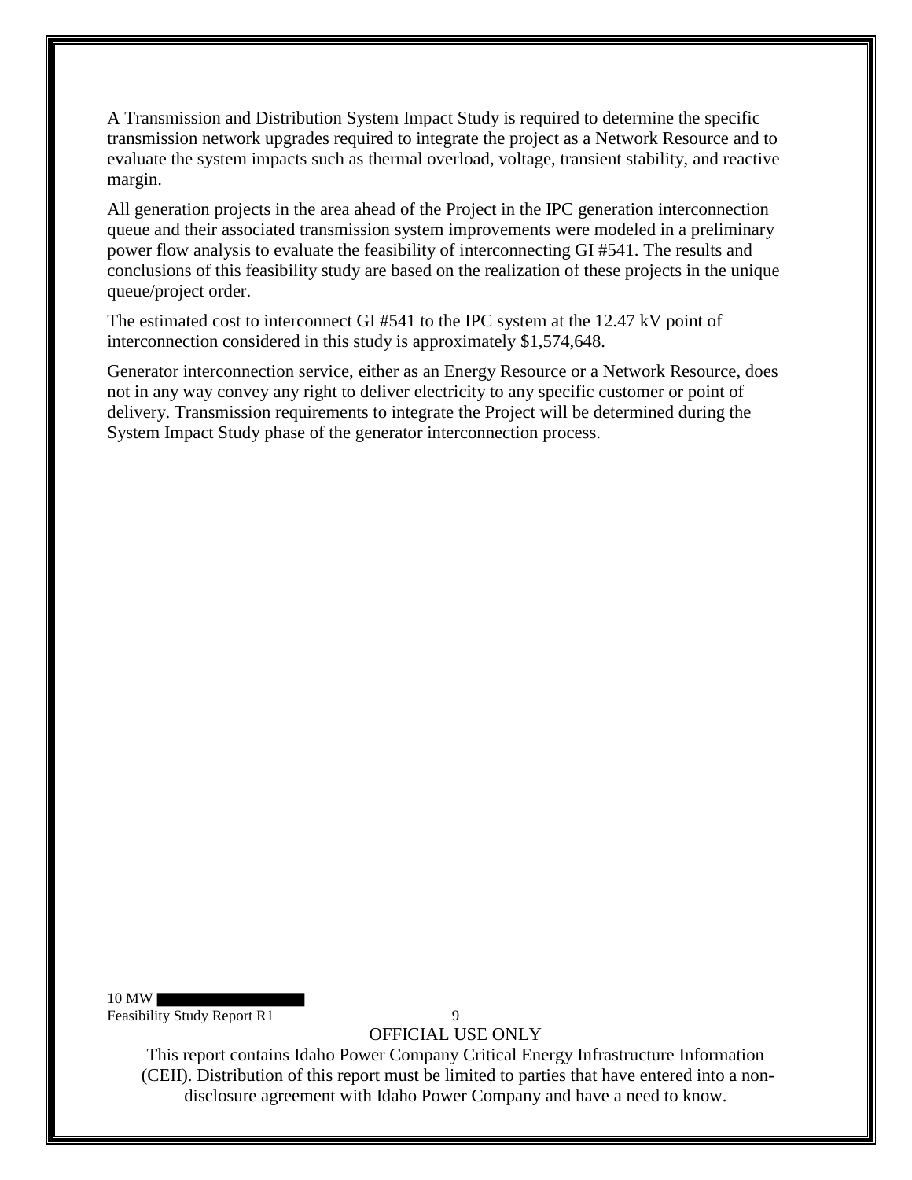A Transmission and Distribution System Impact Study is required to determine the specific transmission network upgrades required to integrate the project as a Network Resource and to evaluate the system impacts such as thermal overload, voltage, transient stability, and reactive margin.

All generation projects in the area ahead of the Project in the IPC generation interconnection queue and their associated transmission system improvements were modeled in a preliminary power flow analysis to evaluate the feasibility of interconnecting GI #541. The results and conclusions of this feasibility study are based on the realization of these projects in the unique queue/project order.

The estimated cost to interconnect GI #541 to the IPC system at the 12.47 kV point of interconnection considered in this study is approximately $1,574,648.

Generator interconnection service, either as an Energy Resource or a Network Resource, does not in any way convey any right to deliver electricity to any specific customer or point of delivery. Transmission requirements to integrate the Project will be determined during the System Impact Study phase of the generator interconnection process.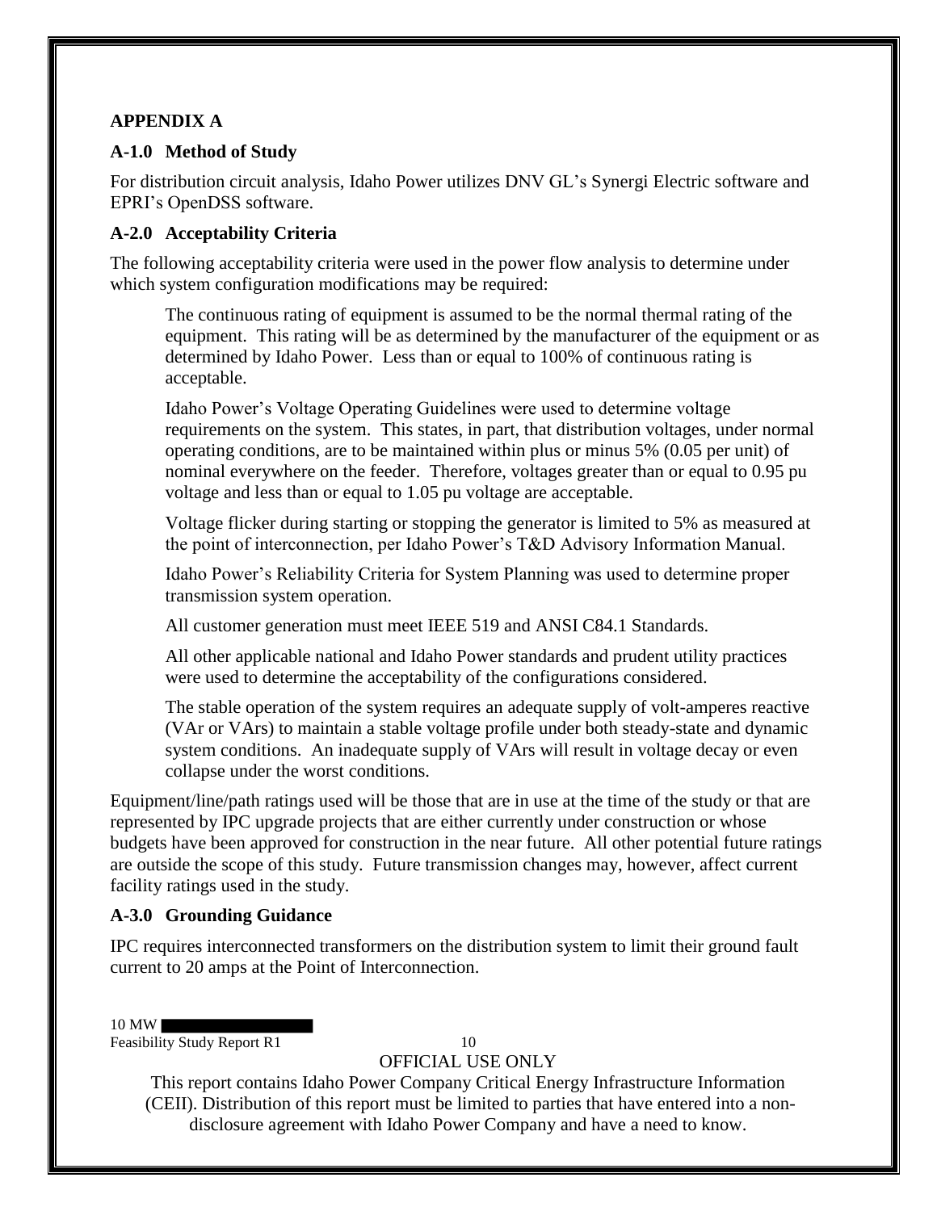## APPENDIX A

### A-1.0 Method of Study

For distribution circuit analysis, Idaho Power utilizes DNV GL's Synergi Electric software and EPRI's OpenDSS software.

### A-2.0 Acceptability Criteria

The following acceptability criteria were used in the power flow analysis to determine under which system configuration modifications may be required:

> The continuous rating of equipment is assumed to be the normal thermal rating of the equipment. This rating will be as determined by the manufacturer of the equipment or as determined by Idaho Power. Less than or equal to 100% of continuous rating is acceptable.
>
> Idaho Power's Voltage Operating Guidelines were used to determine voltage requirements on the system. This states, in part, that distribution voltages, under normal operating conditions, are to be maintained within plus or minus 5% (0.05 per unit) of nominal everywhere on the feeder. Therefore, voltages greater than or equal to 0.95 pu voltage and less than or equal to 1.05 pu voltage are acceptable.
>
> Voltage flicker during starting or stopping the generator is limited to 5% as measured at the point of interconnection, per Idaho Power's T&D Advisory Information Manual.
>
> Idaho Power's Reliability Criteria for System Planning was used to determine proper transmission system operation.
>
> All customer generation must meet IEEE 519 and ANSI C84.1 Standards.
>
> All other applicable national and Idaho Power standards and prudent utility practices were used to determine the acceptability of the configurations considered.
>
> The stable operation of the system requires an adequate supply of volt-amperes reactive (VAr or VArs) to maintain a stable voltage profile under both steady-state and dynamic system conditions. An inadequate supply of VArs will result in voltage decay or even collapse under the worst conditions.

Equipment/line/path ratings used will be those that are in use at the time of the study or that are represented by IPC upgrade projects that are either currently under construction or whose budgets have been approved for construction in the near future. All other potential future ratings are outside the scope of this study. Future transmission changes may, however, affect current facility ratings used in the study.

### A-3.0 Grounding Guidance

IPC requires interconnected transformers on the distribution system to limit their ground fault current to 20 amps at the Point of Interconnection.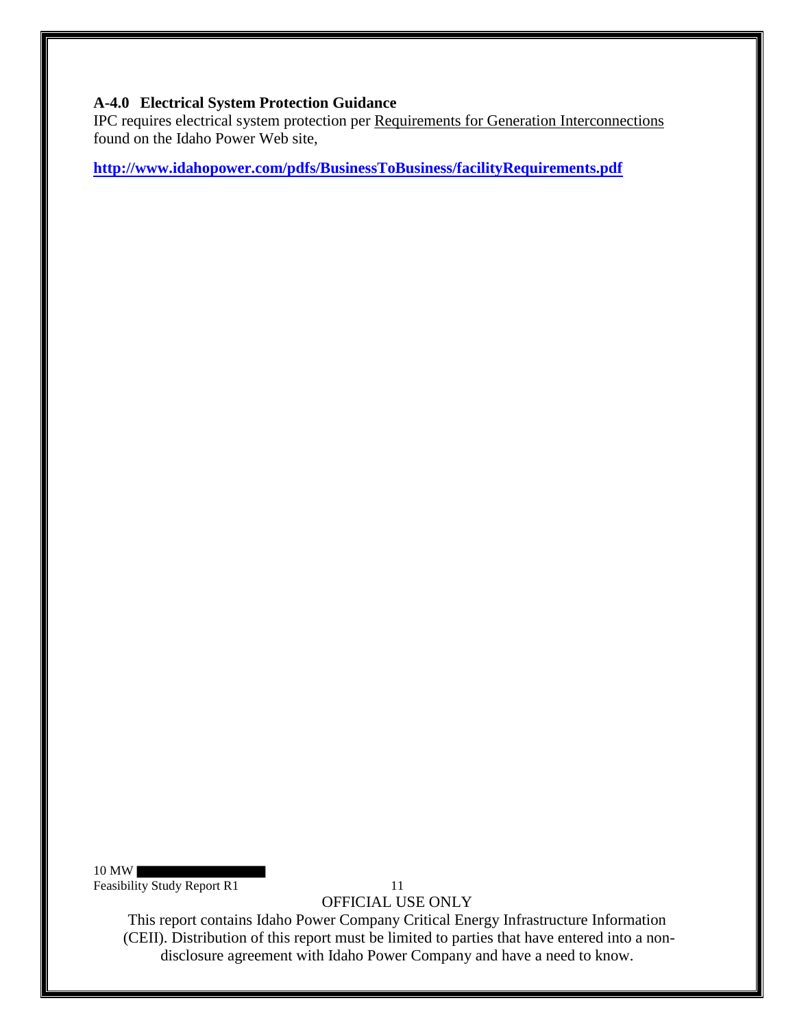### A-4.0 Electrical System Protection Guidance

IPC requires electrical system protection per Requirements for Generation Interconnections found on the Idaho Power Web site,

**http://www.idahopower.com/pdfs/BusinessToBusiness/facilityRequirements.pdf**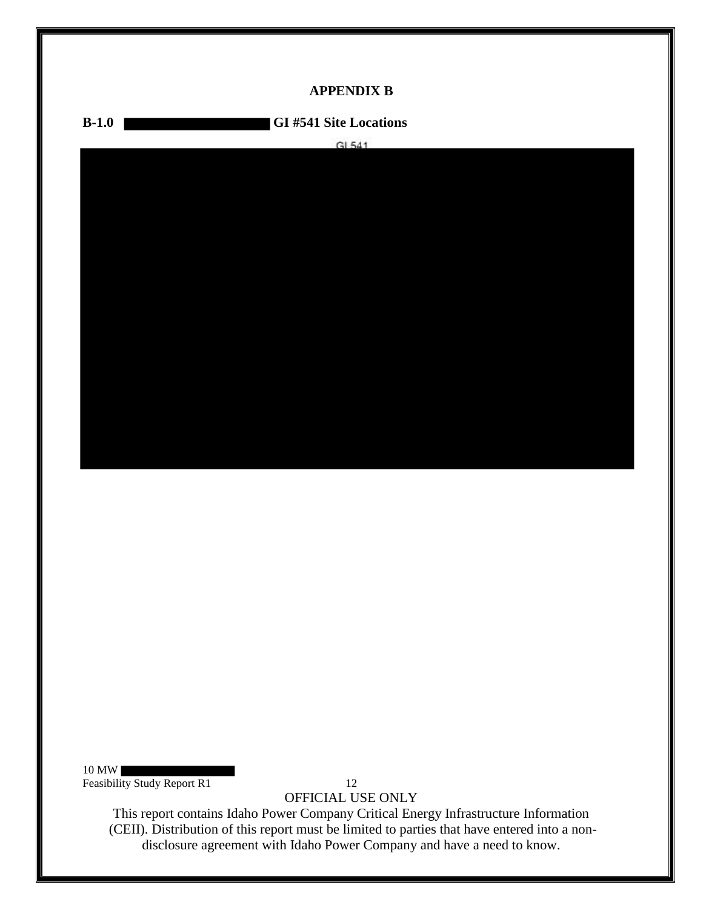**APPENDIX B**

**B-1.0 GI #541 Site Locations**

GI 541

OFFICIAL USE ONLY

This report contains Idaho Power Company Critical Energy Infrastructure Information (CEII). Distribution of this report must be limited to parties that have entered into a non-disclosure agreement with Idaho Power Company and have a need to know.